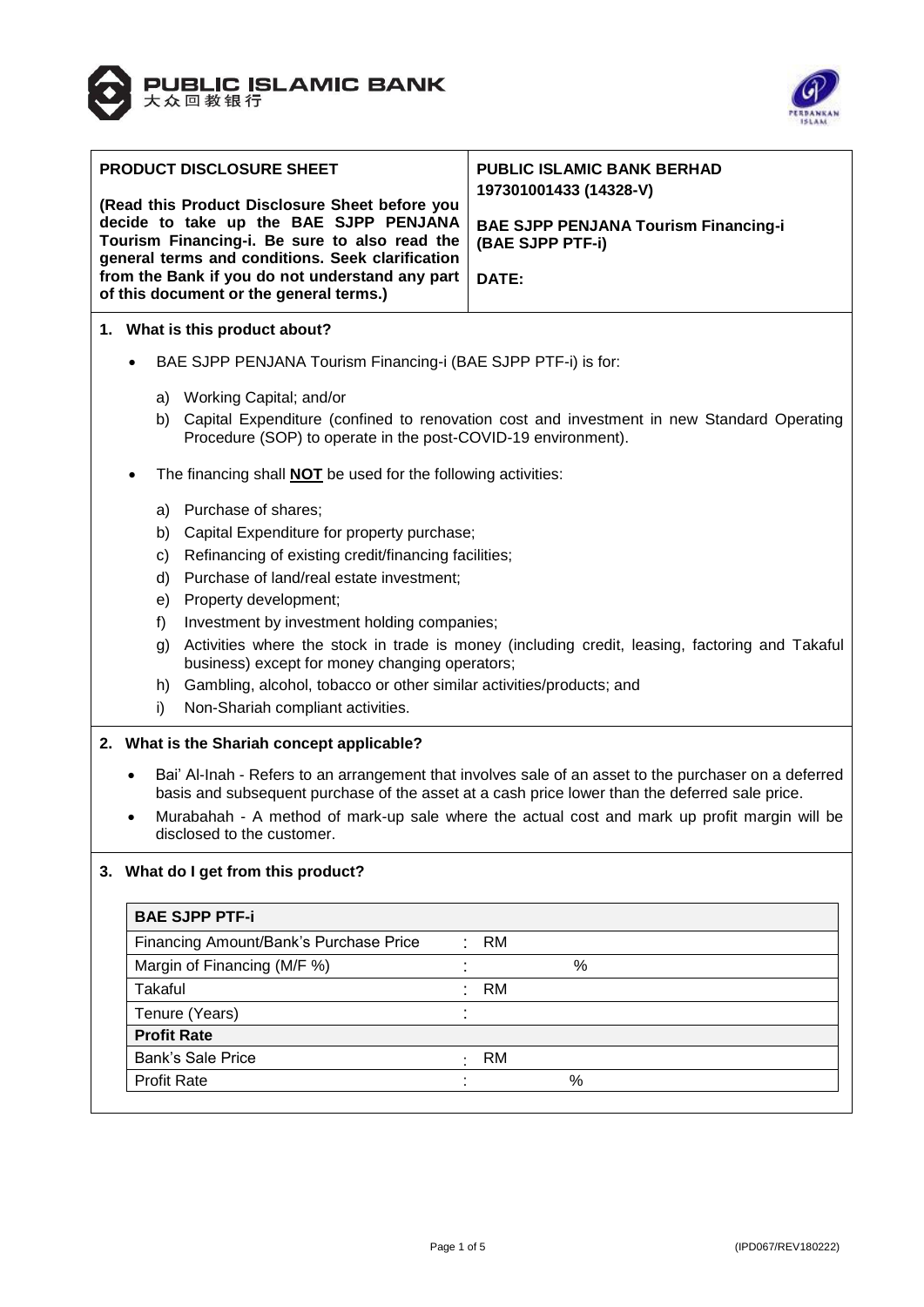PUBLIC ISLAMIC BANK
大众回教银行

| **PRODUCT DISCLOSURE SHEET**<br><br>**(Read this Product Disclosure Sheet before you decide to take up the BAE SJPP PENJANA Tourism Financing-i. Be sure to also read the general terms and conditions. Seek clarification from the Bank if you do not understand any part of this document or the general terms.)** | **PUBLIC ISLAMIC BANK BERHAD**<br>**197301001433 (14328-V)**<br><br>**BAE SJPP PENJANA Tourism Financing-i (BAE SJPP PTF-i)**<br><br>**DATE:** |
|---|---|

## 1. What is this product about?

- BAE SJPP PENJANA Tourism Financing-i (BAE SJPP PTF-i) is for:

  a) Working Capital; and/or
  b) Capital Expenditure (confined to renovation cost and investment in new Standard Operating Procedure (SOP) to operate in the post-COVID-19 environment).

- The financing shall **NOT** be used for the following activities:

  a) Purchase of shares;
  b) Capital Expenditure for property purchase;
  c) Refinancing of existing credit/financing facilities;
  d) Purchase of land/real estate investment;
  e) Property development;
  f) Investment by investment holding companies;
  g) Activities where the stock in trade is money (including credit, leasing, factoring and Takaful business) except for money changing operators;
  h) Gambling, alcohol, tobacco or other similar activities/products; and
  i) Non-Shariah compliant activities.

## 2. What is the Shariah concept applicable?

- Bai' Al-Inah - Refers to an arrangement that involves sale of an asset to the purchaser on a deferred basis and subsequent purchase of the asset at a cash price lower than the deferred sale price.
- Murabahah - A method of mark-up sale where the actual cost and mark up profit margin will be disclosed to the customer.

## 3. What do I get from this product?

| **BAE SJPP PTF-i** | |
|---|---|
| Financing Amount/Bank's Purchase Price | : RM |
| Margin of Financing (M/F %) | : % |
| Takaful | : RM |
| Tenure (Years) | : |
| **Profit Rate** | |
| Bank's Sale Price | : RM |
| Profit Rate | : % |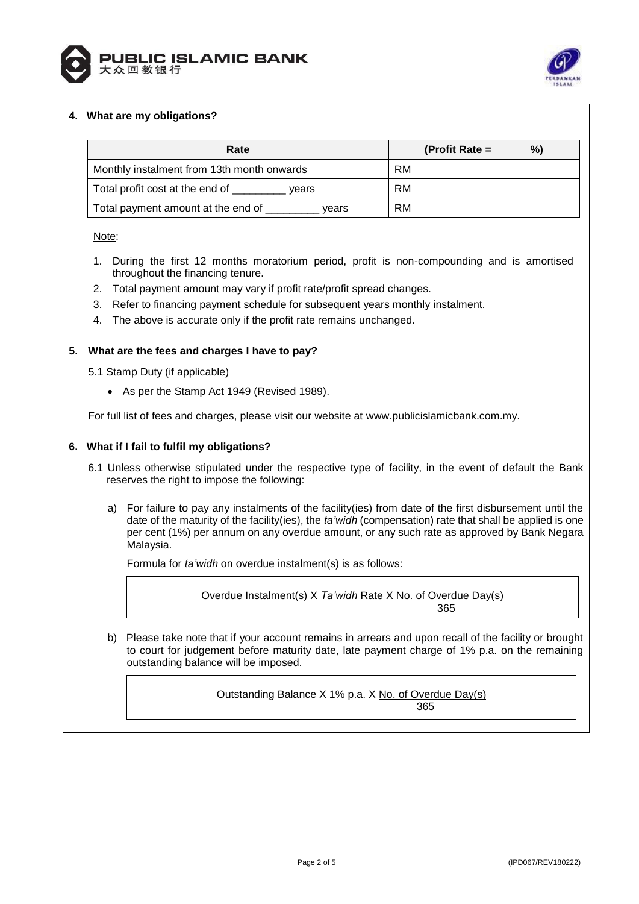## 4. What are my obligations?

| Rate | (Profit Rate = %) |
|---|---|
| Monthly instalment from 13th month onwards | RM |
| Total profit cost at the end of _________ years | RM |
| Total payment amount at the end of _________ years | RM |

Note:

1. During the first 12 months moratorium period, profit is non-compounding and is amortised throughout the financing tenure.
2. Total payment amount may vary if profit rate/profit spread changes.
3. Refer to financing payment schedule for subsequent years monthly instalment.
4. The above is accurate only if the profit rate remains unchanged.

## 5. What are the fees and charges I have to pay?

5.1 Stamp Duty (if applicable)

- As per the Stamp Act 1949 (Revised 1989).

For full list of fees and charges, please visit our website at www.publicislamicbank.com.my.

## 6. What if I fail to fulfil my obligations?

6.1 Unless otherwise stipulated under the respective type of facility, in the event of default the Bank reserves the right to impose the following:

a) For failure to pay any instalments of the facility(ies) from date of the first disbursement until the date of the maturity of the facility(ies), the *ta'widh* (compensation) rate that shall be applied is one per cent (1%) per annum on any overdue amount, or any such rate as approved by Bank Negara Malaysia.

Formula for *ta'widh* on overdue instalment(s) is as follows:

$$\text{Overdue Instalment(s)} \times \textit{Ta'widh} \text{ Rate} \times \frac{\text{No. of Overdue Day(s)}}{365}$$

b) Please take note that if your account remains in arrears and upon recall of the facility or brought to court for judgement before maturity date, late payment charge of 1% p.a. on the remaining outstanding balance will be imposed.

$$\text{Outstanding Balance} \times 1\% \text{ p.a.} \times \frac{\text{No. of Overdue Day(s)}}{365}$$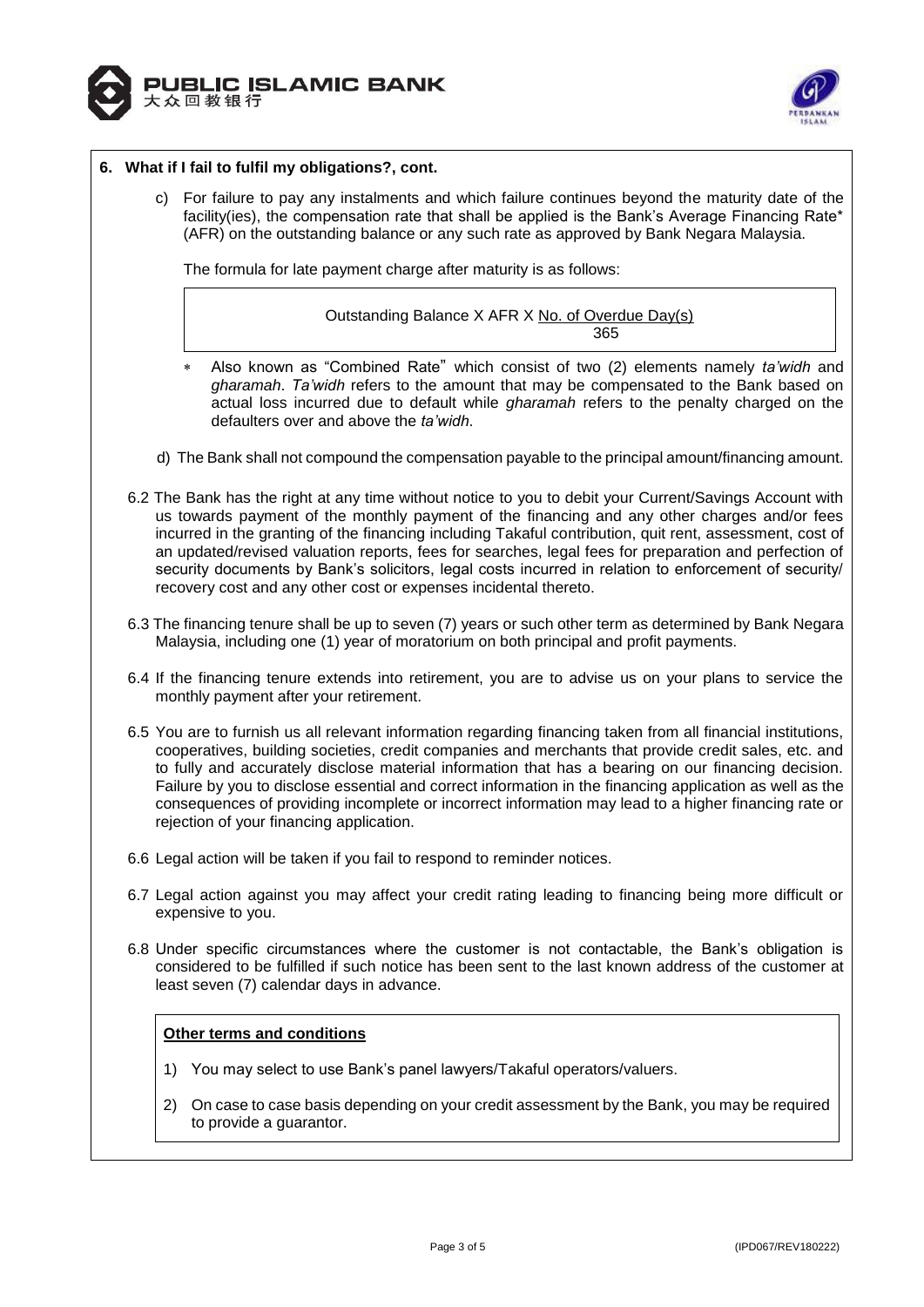## 6. What if I fail to fulfil my obligations?, cont.

c) For failure to pay any instalments and which failure continues beyond the maturity date of the facility(ies), the compensation rate that shall be applied is the Bank's Average Financing Rate* (AFR) on the outstanding balance or any such rate as approved by Bank Negara Malaysia.

The formula for late payment charge after maturity is as follows:

$$\text{Outstanding Balance} \times \text{AFR} \times \frac{\text{No. of Overdue Day(s)}}{365}$$

\* Also known as "Combined Rate" which consist of two (2) elements namely *ta'widh* and *gharamah*. *Ta'widh* refers to the amount that may be compensated to the Bank based on actual loss incurred due to default while *gharamah* refers to the penalty charged on the defaulters over and above the *ta'widh*.

d) The Bank shall not compound the compensation payable to the principal amount/financing amount.

6.2 The Bank has the right at any time without notice to you to debit your Current/Savings Account with us towards payment of the monthly payment of the financing and any other charges and/or fees incurred in the granting of the financing including Takaful contribution, quit rent, assessment, cost of an updated/revised valuation reports, fees for searches, legal fees for preparation and perfection of security documents by Bank's solicitors, legal costs incurred in relation to enforcement of security/ recovery cost and any other cost or expenses incidental thereto.

6.3 The financing tenure shall be up to seven (7) years or such other term as determined by Bank Negara Malaysia, including one (1) year of moratorium on both principal and profit payments.

6.4 If the financing tenure extends into retirement, you are to advise us on your plans to service the monthly payment after your retirement.

6.5 You are to furnish us all relevant information regarding financing taken from all financial institutions, cooperatives, building societies, credit companies and merchants that provide credit sales, etc. and to fully and accurately disclose material information that has a bearing on our financing decision. Failure by you to disclose essential and correct information in the financing application as well as the consequences of providing incomplete or incorrect information may lead to a higher financing rate or rejection of your financing application.

6.6 Legal action will be taken if you fail to respond to reminder notices.

6.7 Legal action against you may affect your credit rating leading to financing being more difficult or expensive to you.

6.8 Under specific circumstances where the customer is not contactable, the Bank's obligation is considered to be fulfilled if such notice has been sent to the last known address of the customer at least seven (7) calendar days in advance.

**Other terms and conditions**

1) You may select to use Bank's panel lawyers/Takaful operators/valuers.
2) On case to case basis depending on your credit assessment by the Bank, you may be required to provide a guarantor.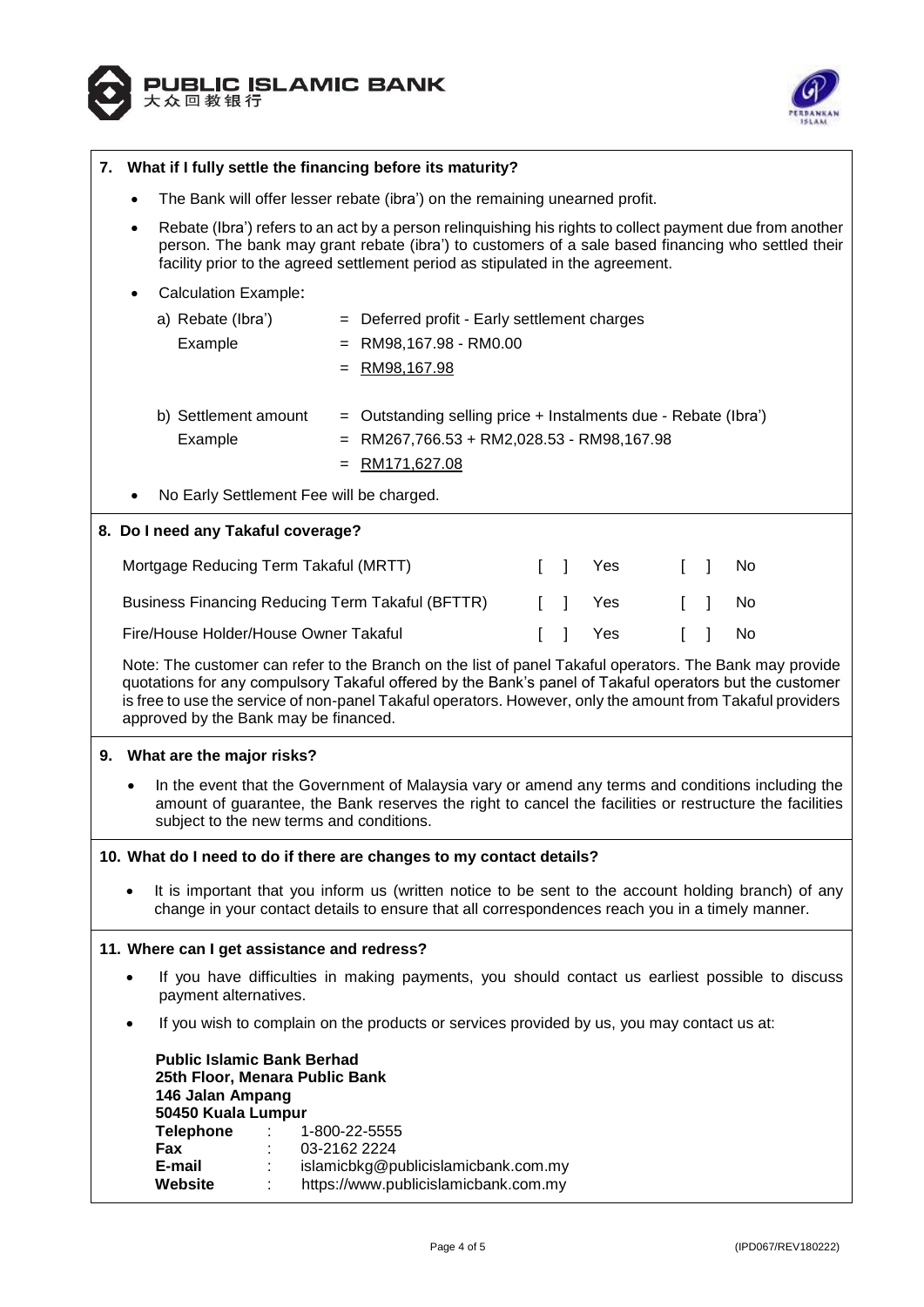## 7. What if I fully settle the financing before its maturity?

- The Bank will offer lesser rebate (ibra') on the remaining unearned profit.
- Rebate (Ibra') refers to an act by a person relinquishing his rights to collect payment due from another person. The bank may grant rebate (ibra') to customers of a sale based financing who settled their facility prior to the agreed settlement period as stipulated in the agreement.
- Calculation Example:

  a) Rebate (Ibra') = Deferred profit - Early settlement charges

  Example = RM98,167.98 - RM0.00

  = RM98,167.98

  b) Settlement amount = Outstanding selling price + Instalments due - Rebate (Ibra')

  Example = RM267,766.53 + RM2,028.53 - RM98,167.98

  = RM171,627.08

- No Early Settlement Fee will be charged.

## 8. Do I need any Takaful coverage?

| | | |
|---|---|---|
| Mortgage Reducing Term Takaful (MRTT) | [ ] Yes | [ ] No |
| Business Financing Reducing Term Takaful (BFTTR) | [ ] Yes | [ ] No |
| Fire/House Holder/House Owner Takaful | [ ] Yes | [ ] No |

Note: The customer can refer to the Branch on the list of panel Takaful operators. The Bank may provide quotations for any compulsory Takaful offered by the Bank's panel of Takaful operators but the customer is free to use the service of non-panel Takaful operators. However, only the amount from Takaful providers approved by the Bank may be financed.

## 9. What are the major risks?

- In the event that the Government of Malaysia vary or amend any terms and conditions including the amount of guarantee, the Bank reserves the right to cancel the facilities or restructure the facilities subject to the new terms and conditions.

## 10. What do I need to do if there are changes to my contact details?

- It is important that you inform us (written notice to be sent to the account holding branch) of any change in your contact details to ensure that all correspondences reach you in a timely manner.

## 11. Where can I get assistance and redress?

- If you have difficulties in making payments, you should contact us earliest possible to discuss payment alternatives.
- If you wish to complain on the products or services provided by us, you may contact us at:

**Public Islamic Bank Berhad**
**25th Floor, Menara Public Bank**
**146 Jalan Ampang**
**50450 Kuala Lumpur**

| | | |
|---|---|---|
| **Telephone** | : | 1-800-22-5555 |
| **Fax** | : | 03-2162 2224 |
| **E-mail** | : | islamicbkg@publicislamicbank.com.my |
| **Website** | : | https://www.publicislamicbank.com.my |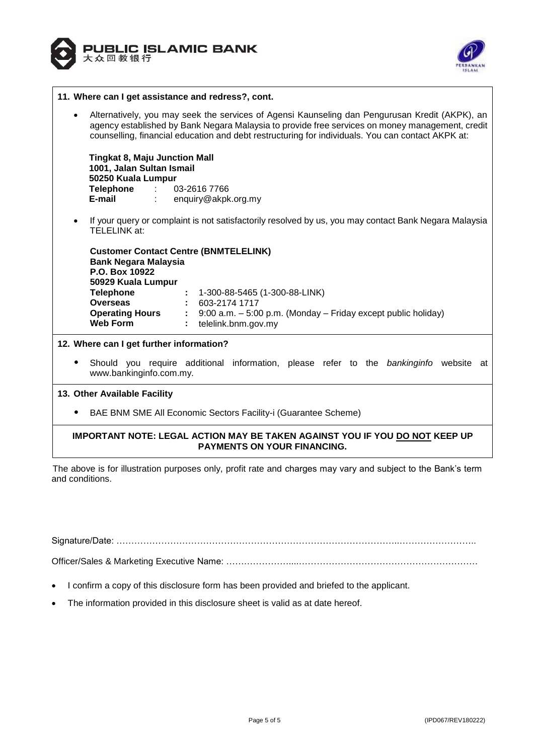## 11. Where can I get assistance and redress?, cont.

- Alternatively, you may seek the services of Agensi Kaunseling dan Pengurusan Kredit (AKPK), an agency established by Bank Negara Malaysia to provide free services on money management, credit counselling, financial education and debt restructuring for individuals. You can contact AKPK at:

  **Tingkat 8, Maju Junction Mall**
  **1001, Jalan Sultan Ismail**
  **50250 Kuala Lumpur**
  **Telephone** : 03-2616 7766
  **E-mail** : enquiry@akpk.org.my

- If your query or complaint is not satisfactorily resolved by us, you may contact Bank Negara Malaysia TELELINK at:

  **Customer Contact Centre (BNMTELELINK)**
  **Bank Negara Malaysia**
  **P.O. Box 10922**
  **50929 Kuala Lumpur**
  **Telephone** : 1-300-88-5465 (1-300-88-LINK)
  **Overseas** : 603-2174 1717
  **Operating Hours** : 9:00 a.m. – 5:00 p.m. (Monday – Friday except public holiday)
  **Web Form** : telelink.bnm.gov.my

## 12. Where can I get further information?

- Should you require additional information, please refer to the *bankinginfo* website at www.bankinginfo.com.my.

## 13. Other Available Facility

- BAE BNM SME All Economic Sectors Facility-i (Guarantee Scheme)

**IMPORTANT NOTE: LEGAL ACTION MAY BE TAKEN AGAINST YOU IF YOU DO NOT KEEP UP PAYMENTS ON YOUR FINANCING.**

The above is for illustration purposes only, profit rate and charges may vary and subject to the Bank's term and conditions.

Signature/Date: ……………………………………………………………………………………..……………………..

Officer/Sales & Marketing Executive Name: …………………...……………………………………………………

- I confirm a copy of this disclosure form has been provided and briefed to the applicant.
- The information provided in this disclosure sheet is valid as at date hereof.

(IPD067/REV180222)